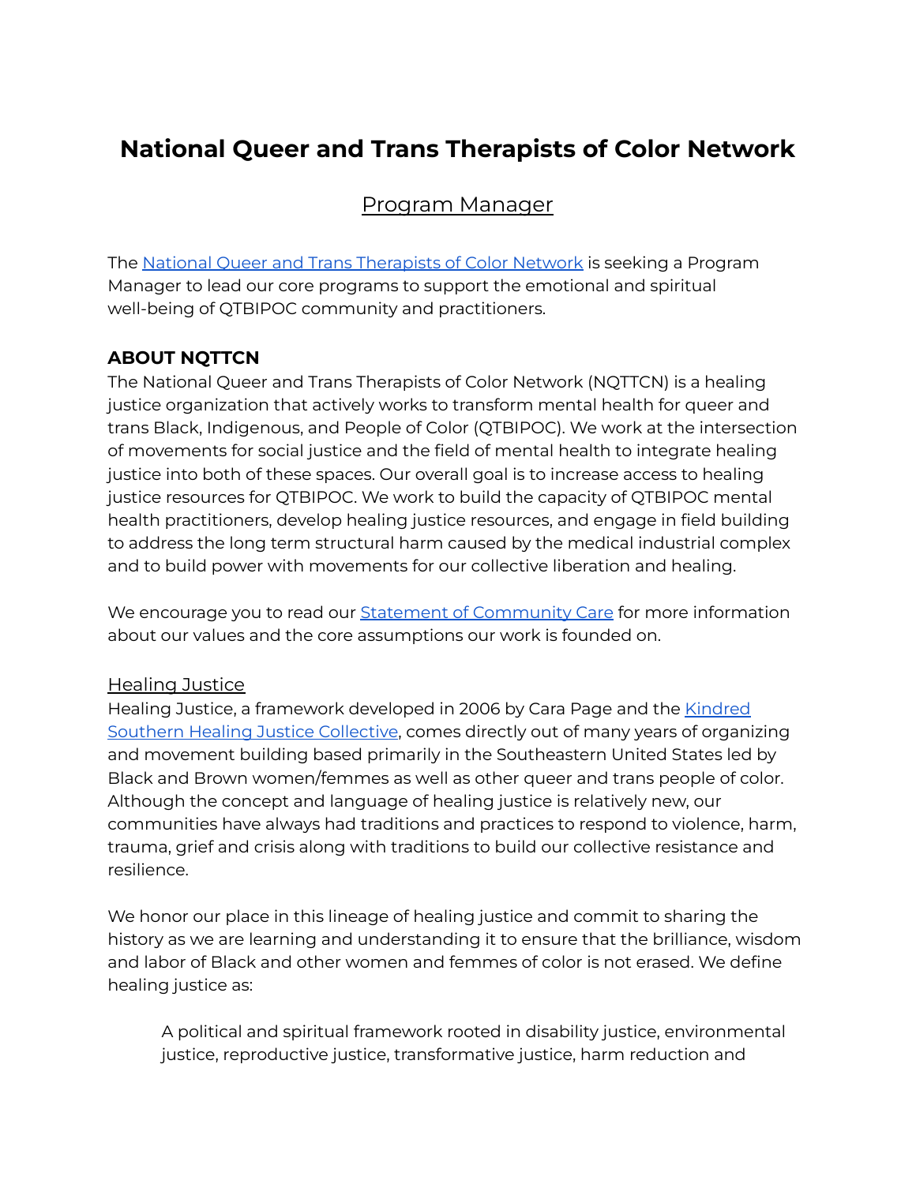# National Queer and Trans Therapists of Color Network

## Program Manager

The National Queer and Trans Therapists of Color Network is seeking a Program Manager to lead our core programs to support the emotional and spiritual well-being of QTBIPOC community and practitioners.

**ABOUT NQTTCN**

The National Queer and Trans Therapists of Color Network (NQTTCN) is a healing justice organization that actively works to transform mental health for queer and trans Black, Indigenous, and People of Color (QTBIPOC). We work at the intersection of movements for social justice and the field of mental health to integrate healing justice into both of these spaces. Our overall goal is to increase access to healing justice resources for QTBIPOC. We work to build the capacity of QTBIPOC mental health practitioners, develop healing justice resources, and engage in field building to address the long term structural harm caused by the medical industrial complex and to build power with movements for our collective liberation and healing.

We encourage you to read our Statement of Community Care for more information about our values and the core assumptions our work is founded on.

### Healing Justice

Healing Justice, a framework developed in 2006 by Cara Page and the Kindred Southern Healing Justice Collective, comes directly out of many years of organizing and movement building based primarily in the Southeastern United States led by Black and Brown women/femmes as well as other queer and trans people of color. Although the concept and language of healing justice is relatively new, our communities have always had traditions and practices to respond to violence, harm, trauma, grief and crisis along with traditions to build our collective resistance and resilience.

We honor our place in this lineage of healing justice and commit to sharing the history as we are learning and understanding it to ensure that the brilliance, wisdom and labor of Black and other women and femmes of color is not erased. We define healing justice as:

> A political and spiritual framework rooted in disability justice, environmental justice, reproductive justice, transformative justice, harm reduction and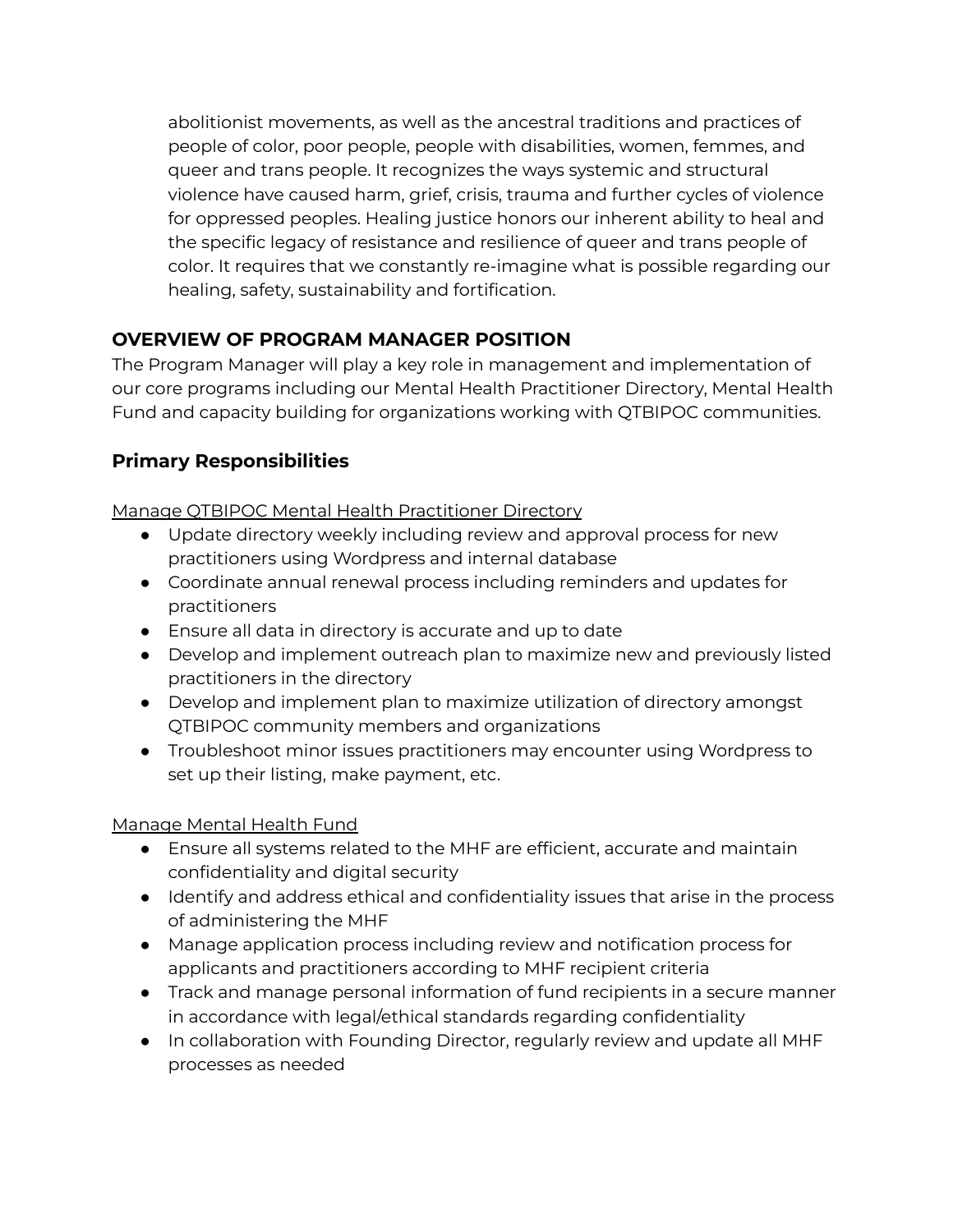abolitionist movements, as well as the ancestral traditions and practices of people of color, poor people, people with disabilities, women, femmes, and queer and trans people. It recognizes the ways systemic and structural violence have caused harm, grief, crisis, trauma and further cycles of violence for oppressed peoples. Healing justice honors our inherent ability to heal and the specific legacy of resistance and resilience of queer and trans people of color. It requires that we constantly re-imagine what is possible regarding our healing, safety, sustainability and fortification.

## OVERVIEW OF PROGRAM MANAGER POSITION

The Program Manager will play a key role in management and implementation of our core programs including our Mental Health Practitioner Directory, Mental Health Fund and capacity building for organizations working with QTBIPOC communities.

### Primary Responsibilities

Manage QTBIPOC Mental Health Practitioner Directory

- Update directory weekly including review and approval process for new practitioners using Wordpress and internal database
- Coordinate annual renewal process including reminders and updates for practitioners
- Ensure all data in directory is accurate and up to date
- Develop and implement outreach plan to maximize new and previously listed practitioners in the directory
- Develop and implement plan to maximize utilization of directory amongst QTBIPOC community members and organizations
- Troubleshoot minor issues practitioners may encounter using Wordpress to set up their listing, make payment, etc.

Manage Mental Health Fund

- Ensure all systems related to the MHF are efficient, accurate and maintain confidentiality and digital security
- Identify and address ethical and confidentiality issues that arise in the process of administering the MHF
- Manage application process including review and notification process for applicants and practitioners according to MHF recipient criteria
- Track and manage personal information of fund recipients in a secure manner in accordance with legal/ethical standards regarding confidentiality
- In collaboration with Founding Director, regularly review and update all MHF processes as needed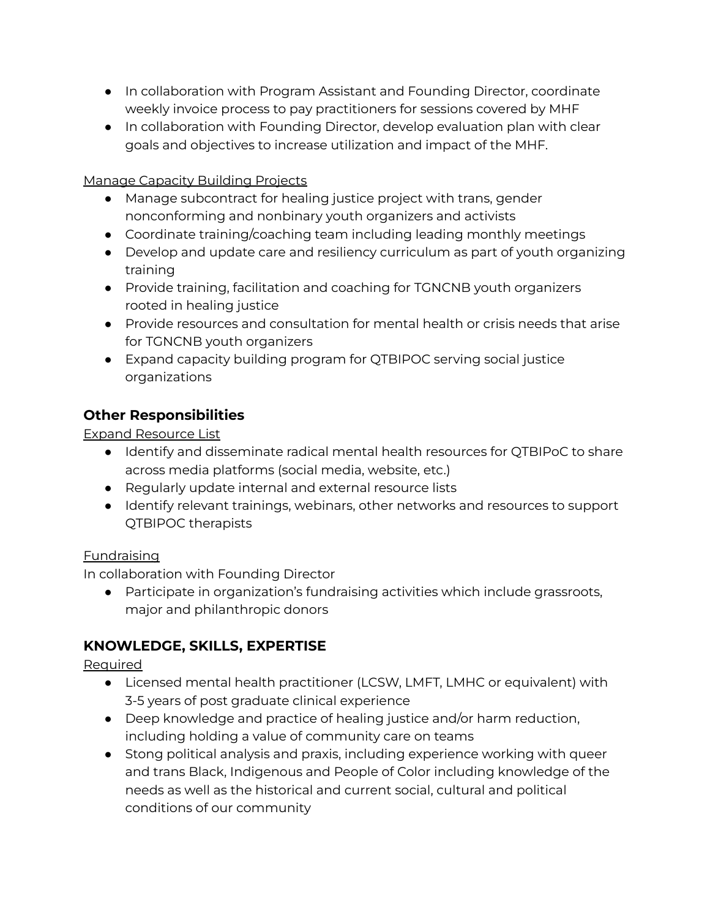- In collaboration with Program Assistant and Founding Director, coordinate weekly invoice process to pay practitioners for sessions covered by MHF
- In collaboration with Founding Director, develop evaluation plan with clear goals and objectives to increase utilization and impact of the MHF.

Manage Capacity Building Projects

- Manage subcontract for healing justice project with trans, gender nonconforming and nonbinary youth organizers and activists
- Coordinate training/coaching team including leading monthly meetings
- Develop and update care and resiliency curriculum as part of youth organizing training
- Provide training, facilitation and coaching for TGNCNB youth organizers rooted in healing justice
- Provide resources and consultation for mental health or crisis needs that arise for TGNCNB youth organizers
- Expand capacity building program for QTBIPOC serving social justice organizations

## Other Responsibilities

Expand Resource List

- Identify and disseminate radical mental health resources for QTBIPoC to share across media platforms (social media, website, etc.)
- Regularly update internal and external resource lists
- Identify relevant trainings, webinars, other networks and resources to support QTBIPOC therapists

Fundraising

In collaboration with Founding Director

- Participate in organization's fundraising activities which include grassroots, major and philanthropic donors

## KNOWLEDGE, SKILLS, EXPERTISE

Required

- Licensed mental health practitioner (LCSW, LMFT, LMHC or equivalent) with 3-5 years of post graduate clinical experience
- Deep knowledge and practice of healing justice and/or harm reduction, including holding a value of community care on teams
- Stong political analysis and praxis, including experience working with queer and trans Black, Indigenous and People of Color including knowledge of the needs as well as the historical and current social, cultural and political conditions of our community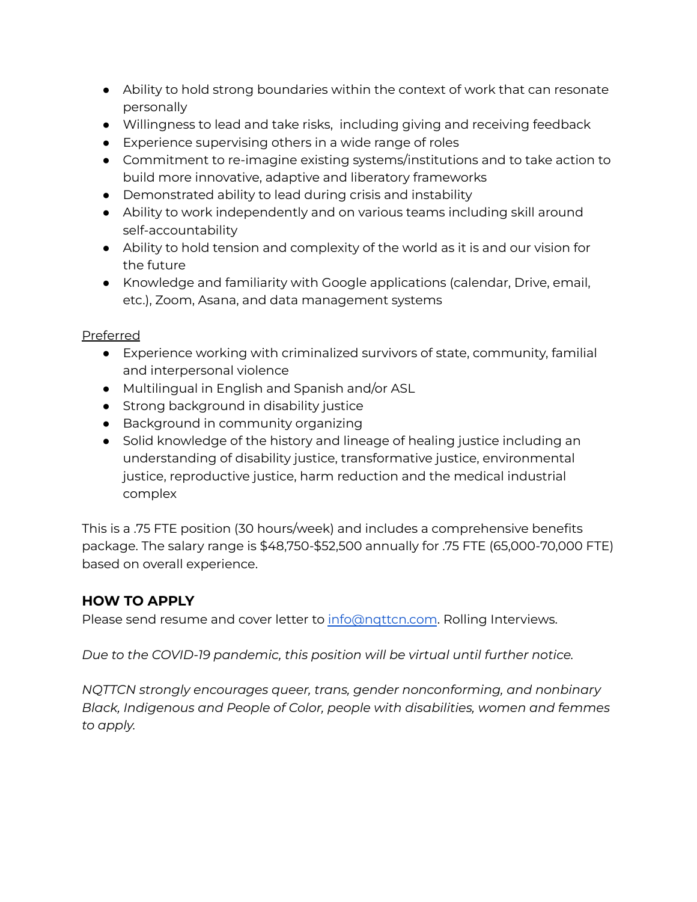- Ability to hold strong boundaries within the context of work that can resonate personally
- Willingness to lead and take risks, including giving and receiving feedback
- Experience supervising others in a wide range of roles
- Commitment to re-imagine existing systems/institutions and to take action to build more innovative, adaptive and liberatory frameworks
- Demonstrated ability to lead during crisis and instability
- Ability to work independently and on various teams including skill around self-accountability
- Ability to hold tension and complexity of the world as it is and our vision for the future
- Knowledge and familiarity with Google applications (calendar, Drive, email, etc.), Zoom, Asana, and data management systems

<u>Preferred</u>

- Experience working with criminalized survivors of state, community, familial and interpersonal violence
- Multilingual in English and Spanish and/or ASL
- Strong background in disability justice
- Background in community organizing
- Solid knowledge of the history and lineage of healing justice including an understanding of disability justice, transformative justice, environmental justice, reproductive justice, harm reduction and the medical industrial complex

This is a .75 FTE position (30 hours/week) and includes a comprehensive benefits package. The salary range is $48,750-$52,500 annually for .75 FTE (65,000-70,000 FTE) based on overall experience.

**HOW TO APPLY**

Please send resume and cover letter to [info@nqttcn.com](mailto:info@nqttcn.com). Rolling Interviews.

*Due to the COVID-19 pandemic, this position will be virtual until further notice.*

*NQTTCN strongly encourages queer, trans, gender nonconforming, and nonbinary Black, Indigenous and People of Color, people with disabilities, women and femmes to apply.*